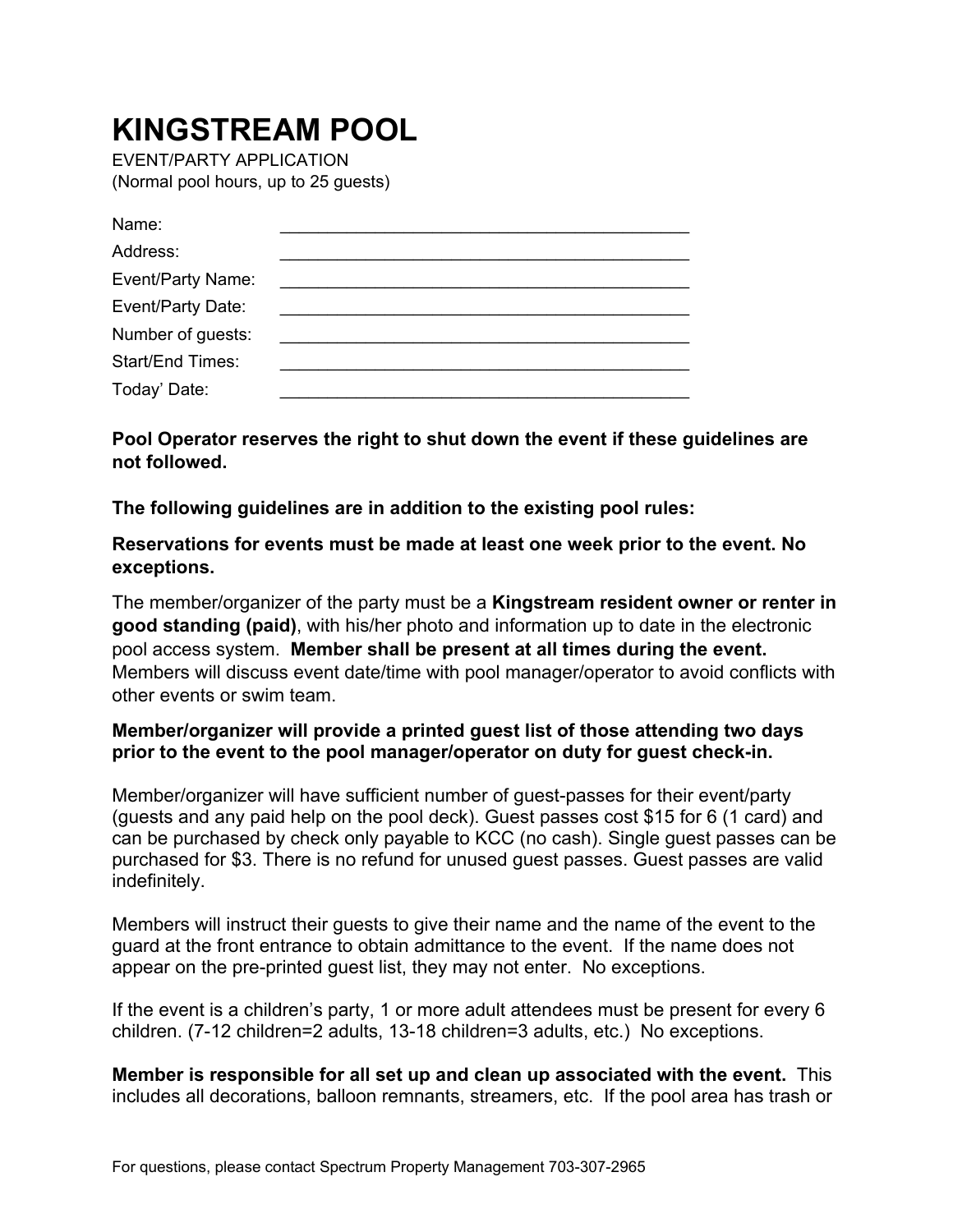# KINGSTREAM POOL

EVENT/PARTY APPLICATION
(Normal pool hours, up to 25 guests)

Name: _____________________________________________

Address: _____________________________________________

Event/Party Name: _____________________________________________

Event/Party Date: _____________________________________________

Number of guests: _____________________________________________

Start/End Times: _____________________________________________

Today' Date: _____________________________________________

**Pool Operator reserves the right to shut down the event if these guidelines are not followed.**

**The following guidelines are in addition to the existing pool rules:**

**Reservations for events must be made at least one week prior to the event. No exceptions.**

The member/organizer of the party must be a **Kingstream resident owner or renter in good standing (paid)**, with his/her photo and information up to date in the electronic pool access system. **Member shall be present at all times during the event.** Members will discuss event date/time with pool manager/operator to avoid conflicts with other events or swim team.

**Member/organizer will provide a printed guest list of those attending two days prior to the event to the pool manager/operator on duty for guest check-in.**

Member/organizer will have sufficient number of guest-passes for their event/party (guests and any paid help on the pool deck). Guest passes cost $15 for 6 (1 card) and can be purchased by check only payable to KCC (no cash). Single guest passes can be purchased for $3. There is no refund for unused guest passes. Guest passes are valid indefinitely.

Members will instruct their guests to give their name and the name of the event to the guard at the front entrance to obtain admittance to the event. If the name does not appear on the pre-printed guest list, they may not enter. No exceptions.

If the event is a children's party, 1 or more adult attendees must be present for every 6 children. (7-12 children=2 adults, 13-18 children=3 adults, etc.) No exceptions.

**Member is responsible for all set up and clean up associated with the event.** This includes all decorations, balloon remnants, streamers, etc. If the pool area has trash or

For questions, please contact Spectrum Property Management 703-307-2965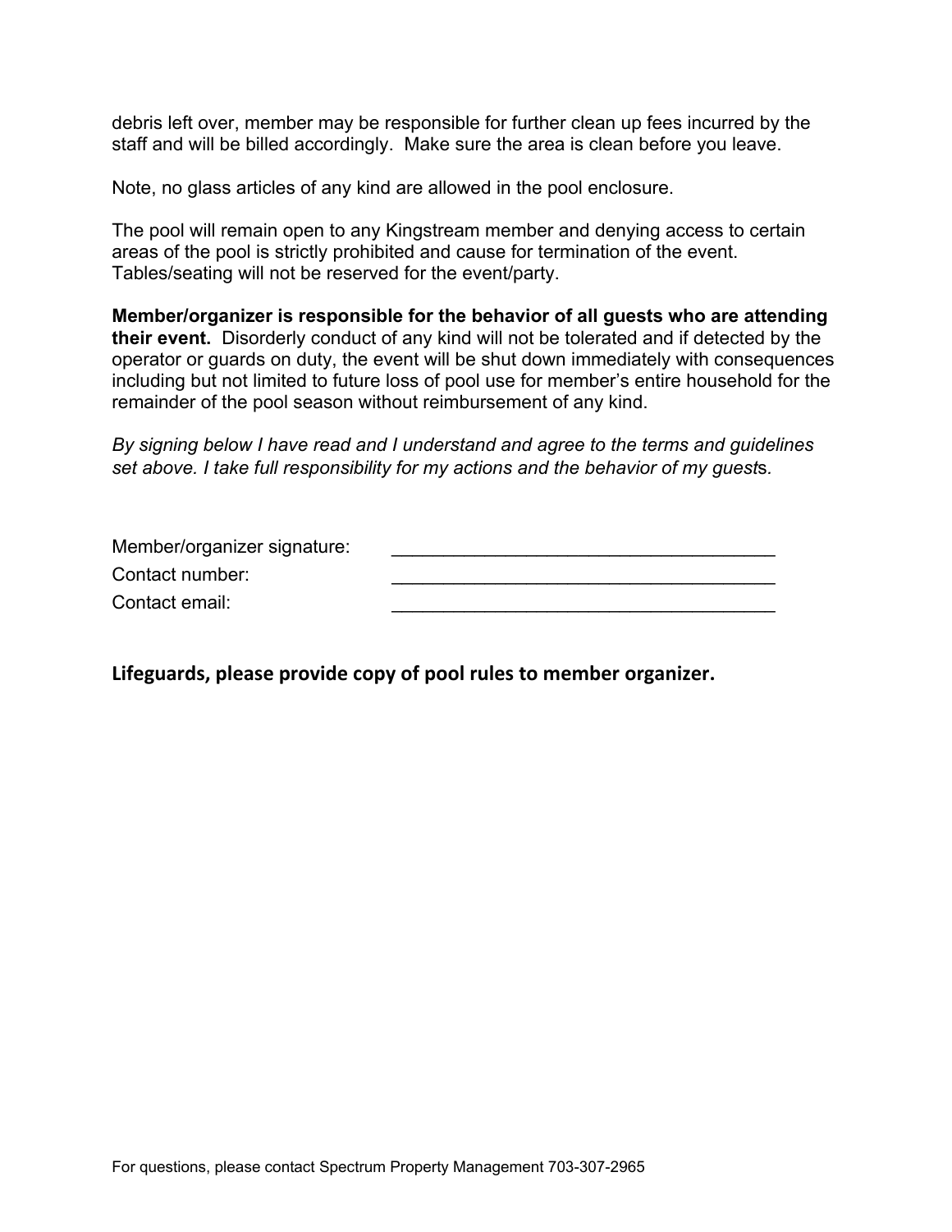debris left over, member may be responsible for further clean up fees incurred by the staff and will be billed accordingly. Make sure the area is clean before you leave.

Note, no glass articles of any kind are allowed in the pool enclosure.

The pool will remain open to any Kingstream member and denying access to certain areas of the pool is strictly prohibited and cause for termination of the event. Tables/seating will not be reserved for the event/party.

**Member/organizer is responsible for the behavior of all guests who are attending their event.** Disorderly conduct of any kind will not be tolerated and if detected by the operator or guards on duty, the event will be shut down immediately with consequences including but not limited to future loss of pool use for member's entire household for the remainder of the pool season without reimbursement of any kind.

*By signing below I have read and I understand and agree to the terms and guidelines set above. I take full responsibility for my actions and the behavior of my guests.*

Member/organizer signature: ____________________________________

Contact number: ____________________________________

Contact email: ____________________________________

**Lifeguards, please provide copy of pool rules to member organizer.**

For questions, please contact Spectrum Property Management 703-307-2965